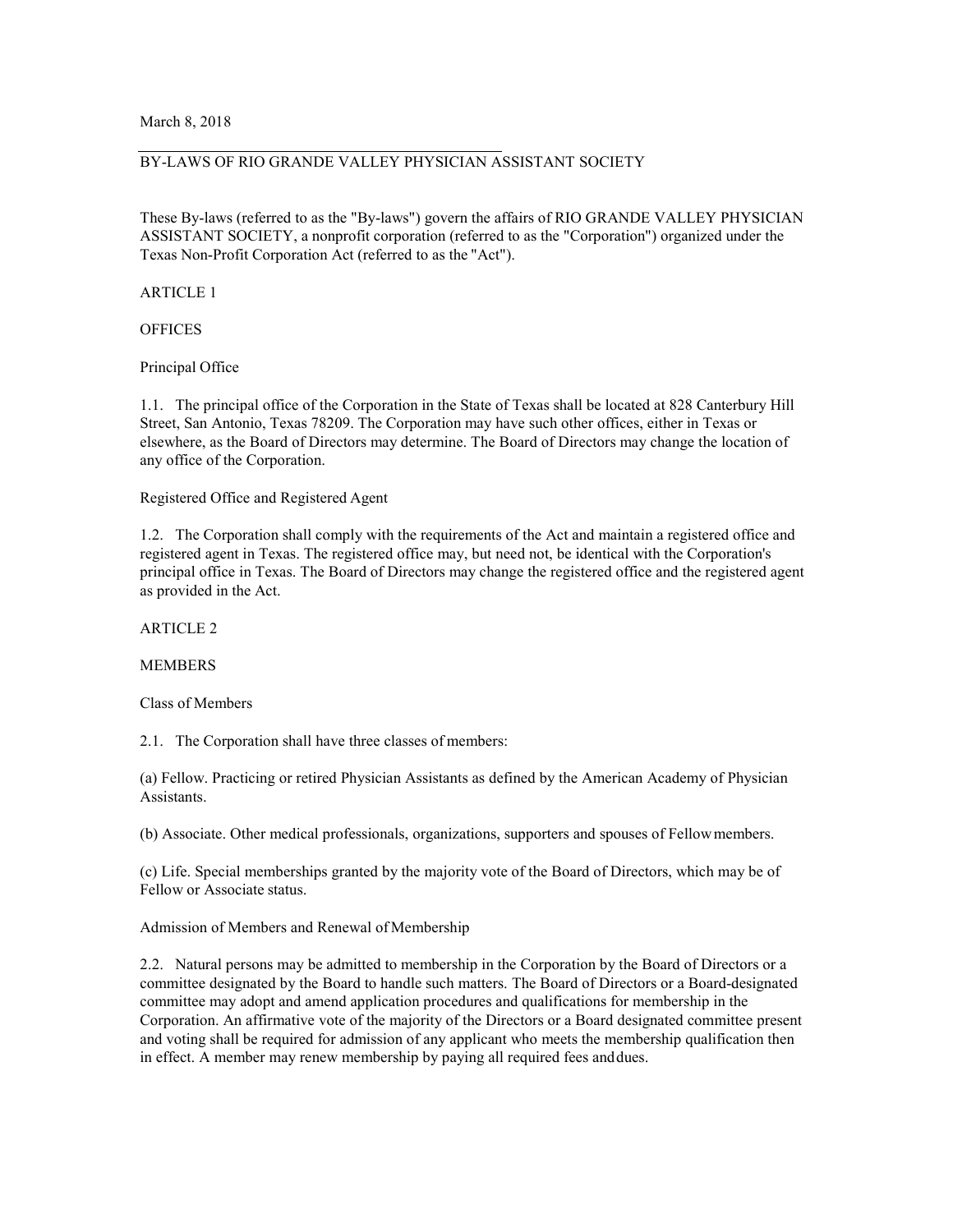March 8, 2018

BY-LAWS OF RIO GRANDE VALLEY PHYSICIAN ASSISTANT SOCIETY

These By-laws (referred to as the "By-laws") govern the affairs of RIO GRANDE VALLEY PHYSICIAN ASSISTANT SOCIETY, a nonprofit corporation (referred to as the "Corporation") organized under the Texas Non-Profit Corporation Act (referred to as the "Act").

## ARTICLE 1

## OFFICES

### Principal Office

1.1. The principal office of the Corporation in the State of Texas shall be located at 828 Canterbury Hill Street, San Antonio, Texas 78209. The Corporation may have such other offices, either in Texas or elsewhere, as the Board of Directors may determine. The Board of Directors may change the location of any office of the Corporation.

### Registered Office and Registered Agent

1.2. The Corporation shall comply with the requirements of the Act and maintain a registered office and registered agent in Texas. The registered office may, but need not, be identical with the Corporation's principal office in Texas. The Board of Directors may change the registered office and the registered agent as provided in the Act.

## ARTICLE 2

## MEMBERS

### Class of Members

2.1. The Corporation shall have three classes of members:

(a) Fellow. Practicing or retired Physician Assistants as defined by the American Academy of Physician Assistants.

(b) Associate. Other medical professionals, organizations, supporters and spouses of Fellow members.

(c) Life. Special memberships granted by the majority vote of the Board of Directors, which may be of Fellow or Associate status.

### Admission of Members and Renewal of Membership

2.2. Natural persons may be admitted to membership in the Corporation by the Board of Directors or a committee designated by the Board to handle such matters. The Board of Directors or a Board-designated committee may adopt and amend application procedures and qualifications for membership in the Corporation. An affirmative vote of the majority of the Directors or a Board designated committee present and voting shall be required for admission of any applicant who meets the membership qualification then in effect. A member may renew membership by paying all required fees and dues.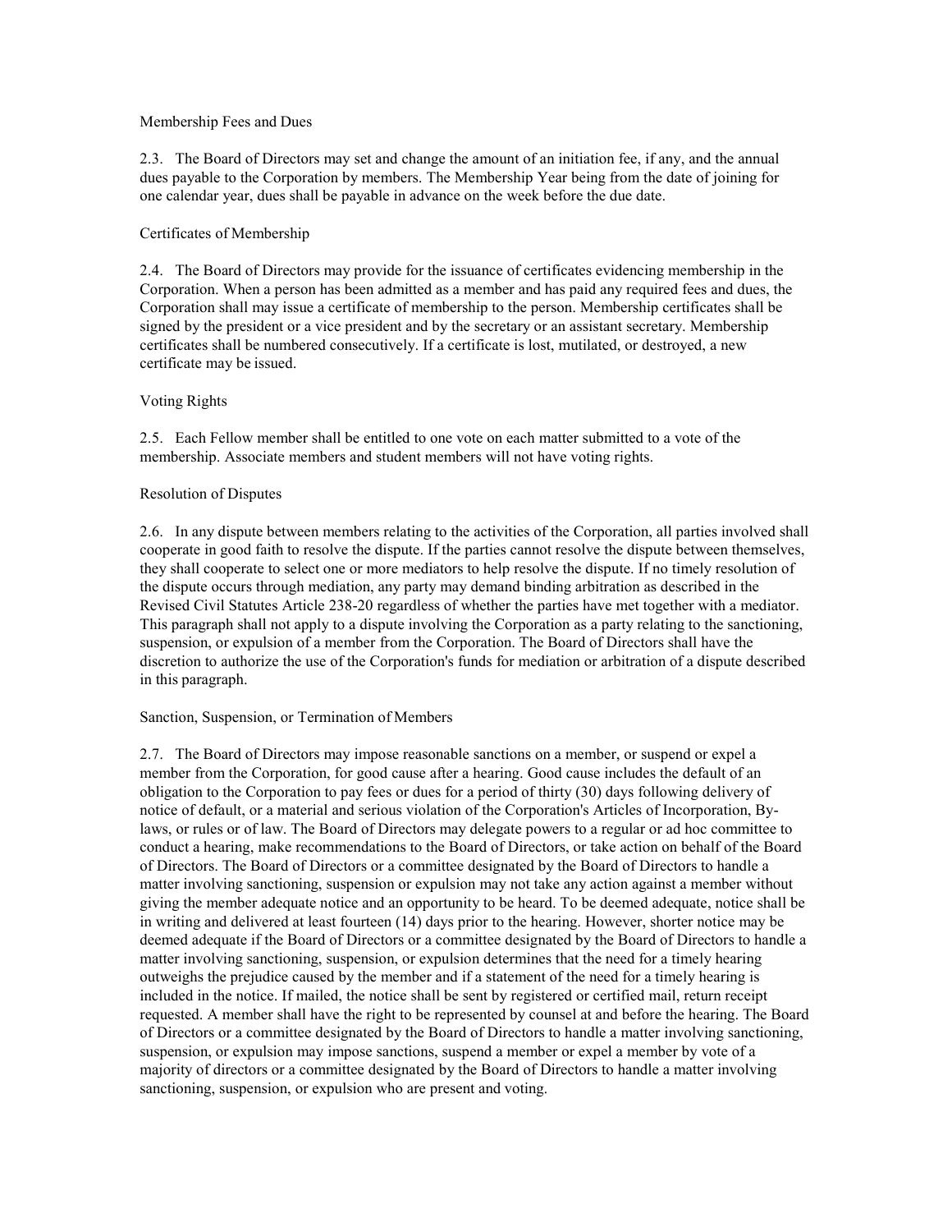### Membership Fees and Dues

2.3. The Board of Directors may set and change the amount of an initiation fee, if any, and the annual dues payable to the Corporation by members. The Membership Year being from the date of joining for one calendar year, dues shall be payable in advance on the week before the due date.

### Certificates of Membership

2.4. The Board of Directors may provide for the issuance of certificates evidencing membership in the Corporation. When a person has been admitted as a member and has paid any required fees and dues, the Corporation shall may issue a certificate of membership to the person. Membership certificates shall be signed by the president or a vice president and by the secretary or an assistant secretary. Membership certificates shall be numbered consecutively. If a certificate is lost, mutilated, or destroyed, a new certificate may be issued.

### Voting Rights

2.5. Each Fellow member shall be entitled to one vote on each matter submitted to a vote of the membership. Associate members and student members will not have voting rights.

### Resolution of Disputes

2.6. In any dispute between members relating to the activities of the Corporation, all parties involved shall cooperate in good faith to resolve the dispute. If the parties cannot resolve the dispute between themselves, they shall cooperate to select one or more mediators to help resolve the dispute. If no timely resolution of the dispute occurs through mediation, any party may demand binding arbitration as described in the Revised Civil Statutes Article 238-20 regardless of whether the parties have met together with a mediator. This paragraph shall not apply to a dispute involving the Corporation as a party relating to the sanctioning, suspension, or expulsion of a member from the Corporation. The Board of Directors shall have the discretion to authorize the use of the Corporation's funds for mediation or arbitration of a dispute described in this paragraph.

### Sanction, Suspension, or Termination of Members

2.7. The Board of Directors may impose reasonable sanctions on a member, or suspend or expel a member from the Corporation, for good cause after a hearing. Good cause includes the default of an obligation to the Corporation to pay fees or dues for a period of thirty (30) days following delivery of notice of default, or a material and serious violation of the Corporation's Articles of Incorporation, By-laws, or rules or of law. The Board of Directors may delegate powers to a regular or ad hoc committee to conduct a hearing, make recommendations to the Board of Directors, or take action on behalf of the Board of Directors. The Board of Directors or a committee designated by the Board of Directors to handle a matter involving sanctioning, suspension or expulsion may not take any action against a member without giving the member adequate notice and an opportunity to be heard. To be deemed adequate, notice shall be in writing and delivered at least fourteen (14) days prior to the hearing. However, shorter notice may be deemed adequate if the Board of Directors or a committee designated by the Board of Directors to handle a matter involving sanctioning, suspension, or expulsion determines that the need for a timely hearing outweighs the prejudice caused by the member and if a statement of the need for a timely hearing is included in the notice. If mailed, the notice shall be sent by registered or certified mail, return receipt requested. A member shall have the right to be represented by counsel at and before the hearing. The Board of Directors or a committee designated by the Board of Directors to handle a matter involving sanctioning, suspension, or expulsion may impose sanctions, suspend a member or expel a member by vote of a majority of directors or a committee designated by the Board of Directors to handle a matter involving sanctioning, suspension, or expulsion who are present and voting.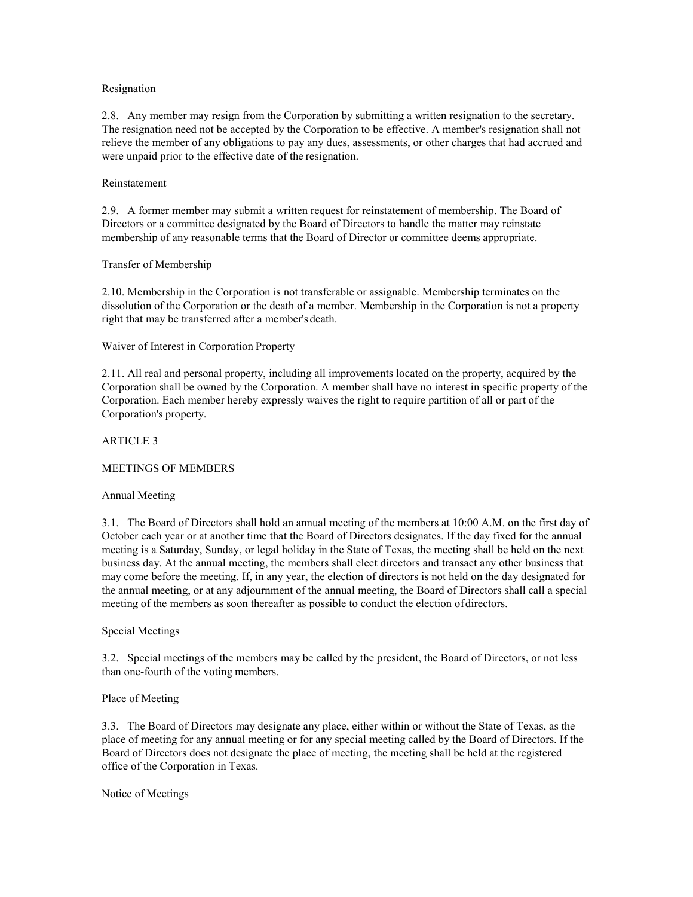### Resignation

2.8. Any member may resign from the Corporation by submitting a written resignation to the secretary. The resignation need not be accepted by the Corporation to be effective. A member's resignation shall not relieve the member of any obligations to pay any dues, assessments, or other charges that had accrued and were unpaid prior to the effective date of the resignation.

### Reinstatement

2.9. A former member may submit a written request for reinstatement of membership. The Board of Directors or a committee designated by the Board of Directors to handle the matter may reinstate membership of any reasonable terms that the Board of Director or committee deems appropriate.

### Transfer of Membership

2.10. Membership in the Corporation is not transferable or assignable. Membership terminates on the dissolution of the Corporation or the death of a member. Membership in the Corporation is not a property right that may be transferred after a member's death.

### Waiver of Interest in Corporation Property

2.11. All real and personal property, including all improvements located on the property, acquired by the Corporation shall be owned by the Corporation. A member shall have no interest in specific property of the Corporation. Each member hereby expressly waives the right to require partition of all or part of the Corporation's property.

## ARTICLE 3

## MEETINGS OF MEMBERS

### Annual Meeting

3.1. The Board of Directors shall hold an annual meeting of the members at 10:00 A.M. on the first day of October each year or at another time that the Board of Directors designates. If the day fixed for the annual meeting is a Saturday, Sunday, or legal holiday in the State of Texas, the meeting shall be held on the next business day. At the annual meeting, the members shall elect directors and transact any other business that may come before the meeting. If, in any year, the election of directors is not held on the day designated for the annual meeting, or at any adjournment of the annual meeting, the Board of Directors shall call a special meeting of the members as soon thereafter as possible to conduct the election of directors.

### Special Meetings

3.2. Special meetings of the members may be called by the president, the Board of Directors, or not less than one-fourth of the voting members.

### Place of Meeting

3.3. The Board of Directors may designate any place, either within or without the State of Texas, as the place of meeting for any annual meeting or for any special meeting called by the Board of Directors. If the Board of Directors does not designate the place of meeting, the meeting shall be held at the registered office of the Corporation in Texas.

### Notice of Meetings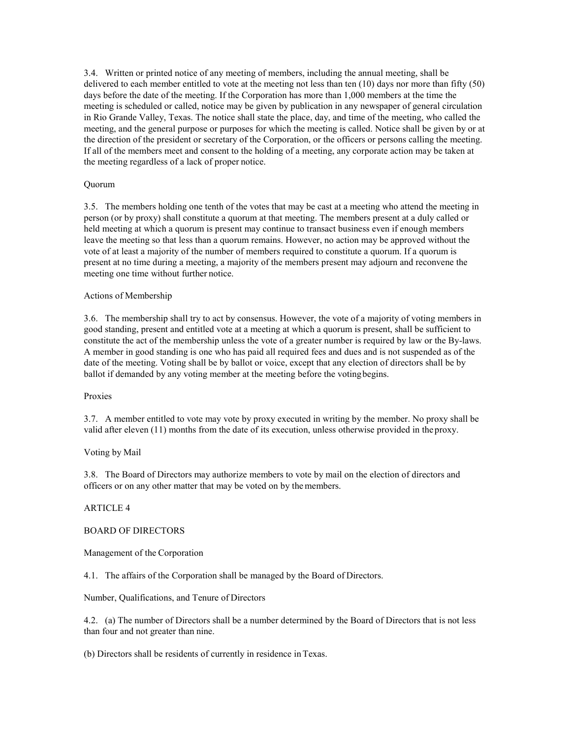3.4. Written or printed notice of any meeting of members, including the annual meeting, shall be delivered to each member entitled to vote at the meeting not less than ten (10) days nor more than fifty (50) days before the date of the meeting. If the Corporation has more than 1,000 members at the time the meeting is scheduled or called, notice may be given by publication in any newspaper of general circulation in Rio Grande Valley, Texas. The notice shall state the place, day, and time of the meeting, who called the meeting, and the general purpose or purposes for which the meeting is called. Notice shall be given by or at the direction of the president or secretary of the Corporation, or the officers or persons calling the meeting. If all of the members meet and consent to the holding of a meeting, any corporate action may be taken at the meeting regardless of a lack of proper notice.

Quorum

3.5. The members holding one tenth of the votes that may be cast at a meeting who attend the meeting in person (or by proxy) shall constitute a quorum at that meeting. The members present at a duly called or held meeting at which a quorum is present may continue to transact business even if enough members leave the meeting so that less than a quorum remains. However, no action may be approved without the vote of at least a majority of the number of members required to constitute a quorum. If a quorum is present at no time during a meeting, a majority of the members present may adjourn and reconvene the meeting one time without further notice.

Actions of Membership

3.6. The membership shall try to act by consensus. However, the vote of a majority of voting members in good standing, present and entitled vote at a meeting at which a quorum is present, shall be sufficient to constitute the act of the membership unless the vote of a greater number is required by law or the By-laws. A member in good standing is one who has paid all required fees and dues and is not suspended as of the date of the meeting. Voting shall be by ballot or voice, except that any election of directors shall be by ballot if demanded by any voting member at the meeting before the voting begins.

Proxies

3.7. A member entitled to vote may vote by proxy executed in writing by the member. No proxy shall be valid after eleven (11) months from the date of its execution, unless otherwise provided in the proxy.

Voting by Mail

3.8. The Board of Directors may authorize members to vote by mail on the election of directors and officers or on any other matter that may be voted on by the members.

ARTICLE 4

BOARD OF DIRECTORS

Management of the Corporation

4.1. The affairs of the Corporation shall be managed by the Board of Directors.

Number, Qualifications, and Tenure of Directors

4.2. (a) The number of Directors shall be a number determined by the Board of Directors that is not less than four and not greater than nine.

(b) Directors shall be residents of currently in residence in Texas.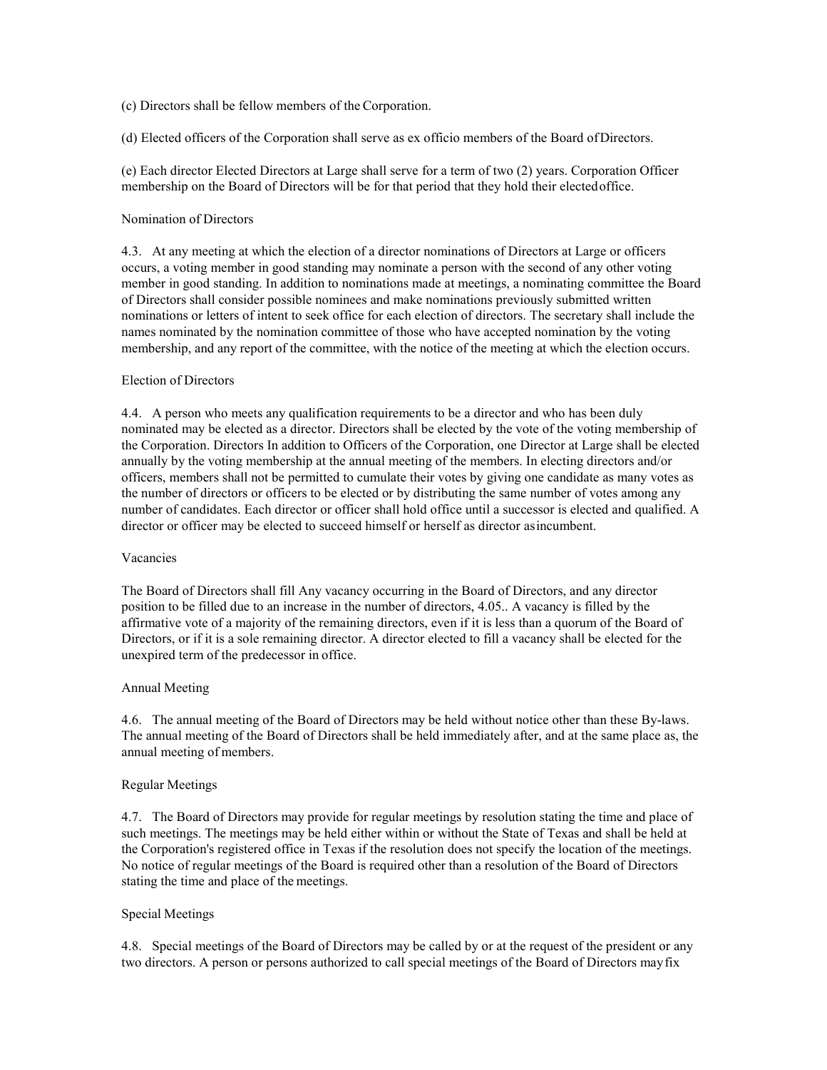(c) Directors shall be fellow members of the Corporation.

(d) Elected officers of the Corporation shall serve as ex officio members of the Board of Directors.

(e) Each director Elected Directors at Large shall serve for a term of two (2) years. Corporation Officer membership on the Board of Directors will be for that period that they hold their elected office.

Nomination of Directors

4.3. At any meeting at which the election of a director nominations of Directors at Large or officers occurs, a voting member in good standing may nominate a person with the second of any other voting member in good standing. In addition to nominations made at meetings, a nominating committee the Board of Directors shall consider possible nominees and make nominations previously submitted written nominations or letters of intent to seek office for each election of directors. The secretary shall include the names nominated by the nomination committee of those who have accepted nomination by the voting membership, and any report of the committee, with the notice of the meeting at which the election occurs.

Election of Directors

4.4. A person who meets any qualification requirements to be a director and who has been duly nominated may be elected as a director. Directors shall be elected by the vote of the voting membership of the Corporation. Directors In addition to Officers of the Corporation, one Director at Large shall be elected annually by the voting membership at the annual meeting of the members. In electing directors and/or officers, members shall not be permitted to cumulate their votes by giving one candidate as many votes as the number of directors or officers to be elected or by distributing the same number of votes among any number of candidates. Each director or officer shall hold office until a successor is elected and qualified. A director or officer may be elected to succeed himself or herself as director as incumbent.

Vacancies

The Board of Directors shall fill Any vacancy occurring in the Board of Directors, and any director position to be filled due to an increase in the number of directors, 4.05.. A vacancy is filled by the affirmative vote of a majority of the remaining directors, even if it is less than a quorum of the Board of Directors, or if it is a sole remaining director. A director elected to fill a vacancy shall be elected for the unexpired term of the predecessor in office.

Annual Meeting

4.6. The annual meeting of the Board of Directors may be held without notice other than these By-laws. The annual meeting of the Board of Directors shall be held immediately after, and at the same place as, the annual meeting of members.

Regular Meetings

4.7. The Board of Directors may provide for regular meetings by resolution stating the time and place of such meetings. The meetings may be held either within or without the State of Texas and shall be held at the Corporation's registered office in Texas if the resolution does not specify the location of the meetings. No notice of regular meetings of the Board is required other than a resolution of the Board of Directors stating the time and place of the meetings.

Special Meetings

4.8. Special meetings of the Board of Directors may be called by or at the request of the president or any two directors. A person or persons authorized to call special meetings of the Board of Directors may fix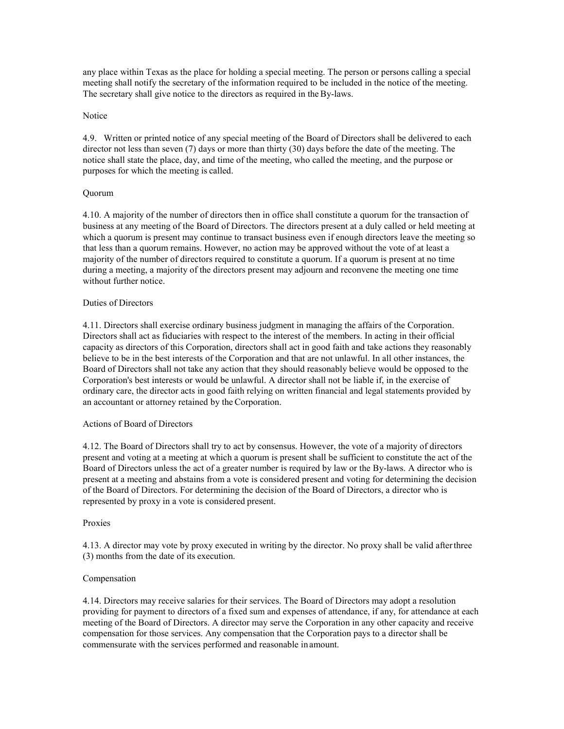any place within Texas as the place for holding a special meeting. The person or persons calling a special meeting shall notify the secretary of the information required to be included in the notice of the meeting. The secretary shall give notice to the directors as required in the By-laws.

Notice

4.9. Written or printed notice of any special meeting of the Board of Directors shall be delivered to each director not less than seven (7) days or more than thirty (30) days before the date of the meeting. The notice shall state the place, day, and time of the meeting, who called the meeting, and the purpose or purposes for which the meeting is called.

Quorum

4.10. A majority of the number of directors then in office shall constitute a quorum for the transaction of business at any meeting of the Board of Directors. The directors present at a duly called or held meeting at which a quorum is present may continue to transact business even if enough directors leave the meeting so that less than a quorum remains. However, no action may be approved without the vote of at least a majority of the number of directors required to constitute a quorum. If a quorum is present at no time during a meeting, a majority of the directors present may adjourn and reconvene the meeting one time without further notice.

Duties of Directors

4.11. Directors shall exercise ordinary business judgment in managing the affairs of the Corporation. Directors shall act as fiduciaries with respect to the interest of the members. In acting in their official capacity as directors of this Corporation, directors shall act in good faith and take actions they reasonably believe to be in the best interests of the Corporation and that are not unlawful. In all other instances, the Board of Directors shall not take any action that they should reasonably believe would be opposed to the Corporation's best interests or would be unlawful. A director shall not be liable if, in the exercise of ordinary care, the director acts in good faith relying on written financial and legal statements provided by an accountant or attorney retained by the Corporation.

Actions of Board of Directors

4.12. The Board of Directors shall try to act by consensus. However, the vote of a majority of directors present and voting at a meeting at which a quorum is present shall be sufficient to constitute the act of the Board of Directors unless the act of a greater number is required by law or the By-laws. A director who is present at a meeting and abstains from a vote is considered present and voting for determining the decision of the Board of Directors. For determining the decision of the Board of Directors, a director who is represented by proxy in a vote is considered present.

Proxies

4.13. A director may vote by proxy executed in writing by the director. No proxy shall be valid after three (3) months from the date of its execution.

Compensation

4.14. Directors may receive salaries for their services. The Board of Directors may adopt a resolution providing for payment to directors of a fixed sum and expenses of attendance, if any, for attendance at each meeting of the Board of Directors. A director may serve the Corporation in any other capacity and receive compensation for those services. Any compensation that the Corporation pays to a director shall be commensurate with the services performed and reasonable in amount.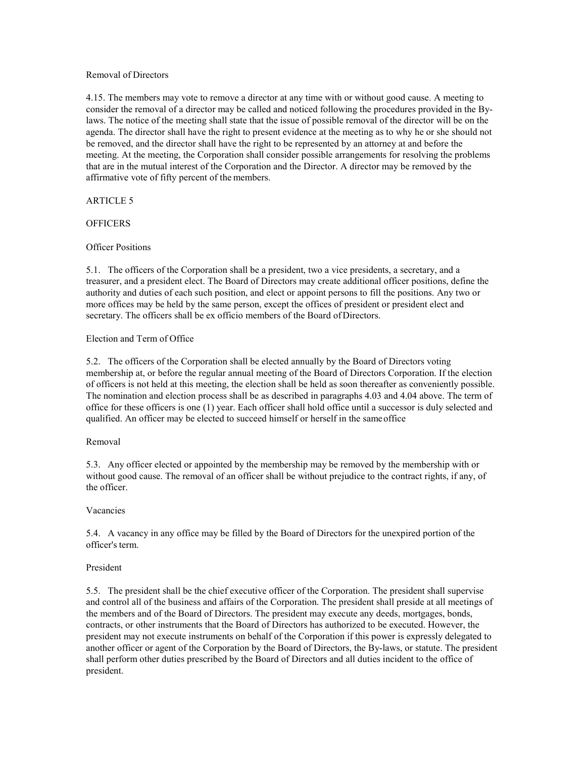Removal of Directors

4.15. The members may vote to remove a director at any time with or without good cause. A meeting to consider the removal of a director may be called and noticed following the procedures provided in the By-laws. The notice of the meeting shall state that the issue of possible removal of the director will be on the agenda. The director shall have the right to present evidence at the meeting as to why he or she should not be removed, and the director shall have the right to be represented by an attorney at and before the meeting. At the meeting, the Corporation shall consider possible arrangements for resolving the problems that are in the mutual interest of the Corporation and the Director. A director may be removed by the affirmative vote of fifty percent of the members.

ARTICLE 5

OFFICERS

Officer Positions

5.1. The officers of the Corporation shall be a president, two a vice presidents, a secretary, and a treasurer, and a president elect. The Board of Directors may create additional officer positions, define the authority and duties of each such position, and elect or appoint persons to fill the positions. Any two or more offices may be held by the same person, except the offices of president or president elect and secretary. The officers shall be ex officio members of the Board of Directors.

Election and Term of Office

5.2. The officers of the Corporation shall be elected annually by the Board of Directors voting membership at, or before the regular annual meeting of the Board of Directors Corporation. If the election of officers is not held at this meeting, the election shall be held as soon thereafter as conveniently possible. The nomination and election process shall be as described in paragraphs 4.03 and 4.04 above. The term of office for these officers is one (1) year. Each officer shall hold office until a successor is duly selected and qualified. An officer may be elected to succeed himself or herself in the same office

Removal

5.3. Any officer elected or appointed by the membership may be removed by the membership with or without good cause. The removal of an officer shall be without prejudice to the contract rights, if any, of the officer.

Vacancies

5.4. A vacancy in any office may be filled by the Board of Directors for the unexpired portion of the officer's term.

President

5.5. The president shall be the chief executive officer of the Corporation. The president shall supervise and control all of the business and affairs of the Corporation. The president shall preside at all meetings of the members and of the Board of Directors. The president may execute any deeds, mortgages, bonds, contracts, or other instruments that the Board of Directors has authorized to be executed. However, the president may not execute instruments on behalf of the Corporation if this power is expressly delegated to another officer or agent of the Corporation by the Board of Directors, the By-laws, or statute. The president shall perform other duties prescribed by the Board of Directors and all duties incident to the office of president.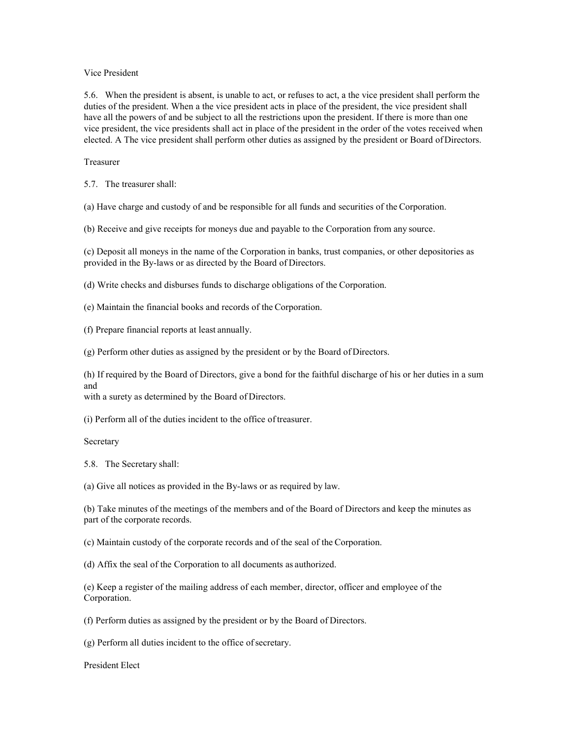### Vice President

5.6. When the president is absent, is unable to act, or refuses to act, a the vice president shall perform the duties of the president. When a the vice president acts in place of the president, the vice president shall have all the powers of and be subject to all the restrictions upon the president. If there is more than one vice president, the vice presidents shall act in place of the president in the order of the votes received when elected. A The vice president shall perform other duties as assigned by the president or Board of Directors.

### Treasurer

5.7. The treasurer shall:

(a) Have charge and custody of and be responsible for all funds and securities of the Corporation.

(b) Receive and give receipts for moneys due and payable to the Corporation from any source.

(c) Deposit all moneys in the name of the Corporation in banks, trust companies, or other depositories as provided in the By-laws or as directed by the Board of Directors.

(d) Write checks and disburses funds to discharge obligations of the Corporation.

(e) Maintain the financial books and records of the Corporation.

(f) Prepare financial reports at least annually.

(g) Perform other duties as assigned by the president or by the Board of Directors.

(h) If required by the Board of Directors, give a bond for the faithful discharge of his or her duties in a sum and
with a surety as determined by the Board of Directors.

(i) Perform all of the duties incident to the office of treasurer.

### Secretary

5.8. The Secretary shall:

(a) Give all notices as provided in the By-laws or as required by law.

(b) Take minutes of the meetings of the members and of the Board of Directors and keep the minutes as part of the corporate records.

(c) Maintain custody of the corporate records and of the seal of the Corporation.

(d) Affix the seal of the Corporation to all documents as authorized.

(e) Keep a register of the mailing address of each member, director, officer and employee of the Corporation.

(f) Perform duties as assigned by the president or by the Board of Directors.

(g) Perform all duties incident to the office of secretary.

### President Elect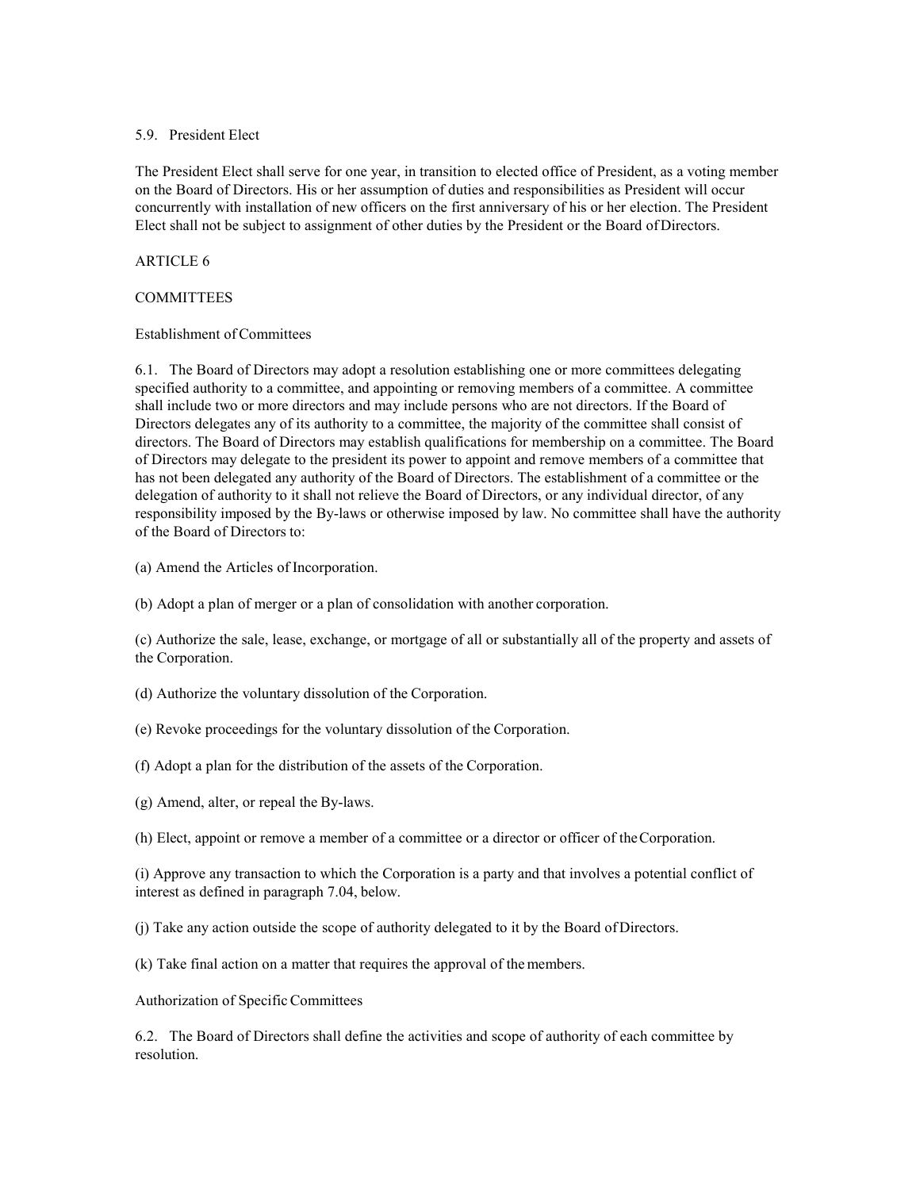5.9. President Elect

The President Elect shall serve for one year, in transition to elected office of President, as a voting member on the Board of Directors. His or her assumption of duties and responsibilities as President will occur concurrently with installation of new officers on the first anniversary of his or her election. The President Elect shall not be subject to assignment of other duties by the President or the Board of Directors.

## ARTICLE 6

## COMMITTEES

### Establishment of Committees

6.1. The Board of Directors may adopt a resolution establishing one or more committees delegating specified authority to a committee, and appointing or removing members of a committee. A committee shall include two or more directors and may include persons who are not directors. If the Board of Directors delegates any of its authority to a committee, the majority of the committee shall consist of directors. The Board of Directors may establish qualifications for membership on a committee. The Board of Directors may delegate to the president its power to appoint and remove members of a committee that has not been delegated any authority of the Board of Directors. The establishment of a committee or the delegation of authority to it shall not relieve the Board of Directors, or any individual director, of any responsibility imposed by the By-laws or otherwise imposed by law. No committee shall have the authority of the Board of Directors to:

(a) Amend the Articles of Incorporation.

(b) Adopt a plan of merger or a plan of consolidation with another corporation.

(c) Authorize the sale, lease, exchange, or mortgage of all or substantially all of the property and assets of the Corporation.

(d) Authorize the voluntary dissolution of the Corporation.

(e) Revoke proceedings for the voluntary dissolution of the Corporation.

(f) Adopt a plan for the distribution of the assets of the Corporation.

(g) Amend, alter, or repeal the By-laws.

(h) Elect, appoint or remove a member of a committee or a director or officer of the Corporation.

(i) Approve any transaction to which the Corporation is a party and that involves a potential conflict of interest as defined in paragraph 7.04, below.

(j) Take any action outside the scope of authority delegated to it by the Board of Directors.

(k) Take final action on a matter that requires the approval of the members.

### Authorization of Specific Committees

6.2. The Board of Directors shall define the activities and scope of authority of each committee by resolution.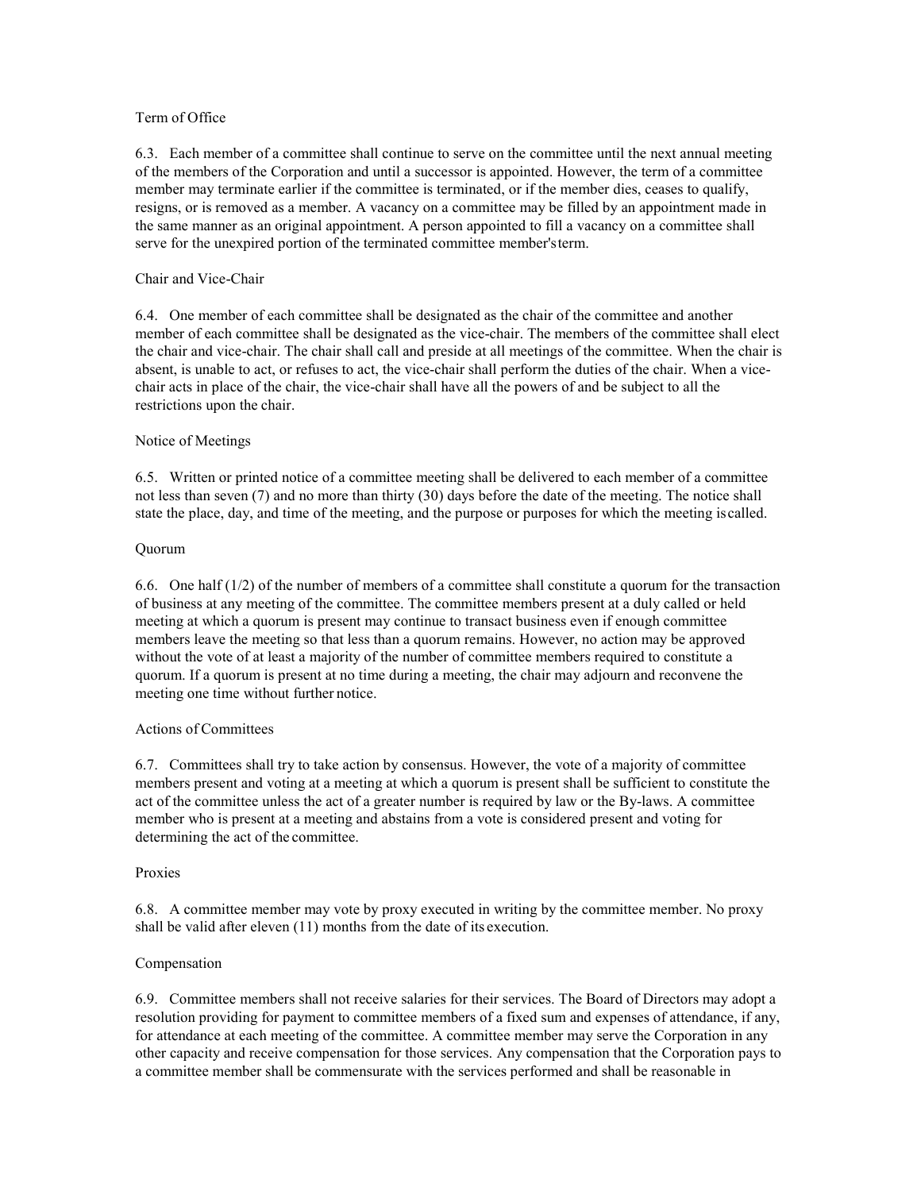### Term of Office

6.3. Each member of a committee shall continue to serve on the committee until the next annual meeting of the members of the Corporation and until a successor is appointed. However, the term of a committee member may terminate earlier if the committee is terminated, or if the member dies, ceases to qualify, resigns, or is removed as a member. A vacancy on a committee may be filled by an appointment made in the same manner as an original appointment. A person appointed to fill a vacancy on a committee shall serve for the unexpired portion of the terminated committee member's term.

### Chair and Vice-Chair

6.4. One member of each committee shall be designated as the chair of the committee and another member of each committee shall be designated as the vice-chair. The members of the committee shall elect the chair and vice-chair. The chair shall call and preside at all meetings of the committee. When the chair is absent, is unable to act, or refuses to act, the vice-chair shall perform the duties of the chair. When a vice-chair acts in place of the chair, the vice-chair shall have all the powers of and be subject to all the restrictions upon the chair.

### Notice of Meetings

6.5. Written or printed notice of a committee meeting shall be delivered to each member of a committee not less than seven (7) and no more than thirty (30) days before the date of the meeting. The notice shall state the place, day, and time of the meeting, and the purpose or purposes for which the meeting is called.

### Quorum

6.6. One half (1/2) of the number of members of a committee shall constitute a quorum for the transaction of business at any meeting of the committee. The committee members present at a duly called or held meeting at which a quorum is present may continue to transact business even if enough committee members leave the meeting so that less than a quorum remains. However, no action may be approved without the vote of at least a majority of the number of committee members required to constitute a quorum. If a quorum is present at no time during a meeting, the chair may adjourn and reconvene the meeting one time without further notice.

### Actions of Committees

6.7. Committees shall try to take action by consensus. However, the vote of a majority of committee members present and voting at a meeting at which a quorum is present shall be sufficient to constitute the act of the committee unless the act of a greater number is required by law or the By-laws. A committee member who is present at a meeting and abstains from a vote is considered present and voting for determining the act of the committee.

### Proxies

6.8. A committee member may vote by proxy executed in writing by the committee member. No proxy shall be valid after eleven (11) months from the date of its execution.

### Compensation

6.9. Committee members shall not receive salaries for their services. The Board of Directors may adopt a resolution providing for payment to committee members of a fixed sum and expenses of attendance, if any, for attendance at each meeting of the committee. A committee member may serve the Corporation in any other capacity and receive compensation for those services. Any compensation that the Corporation pays to a committee member shall be commensurate with the services performed and shall be reasonable in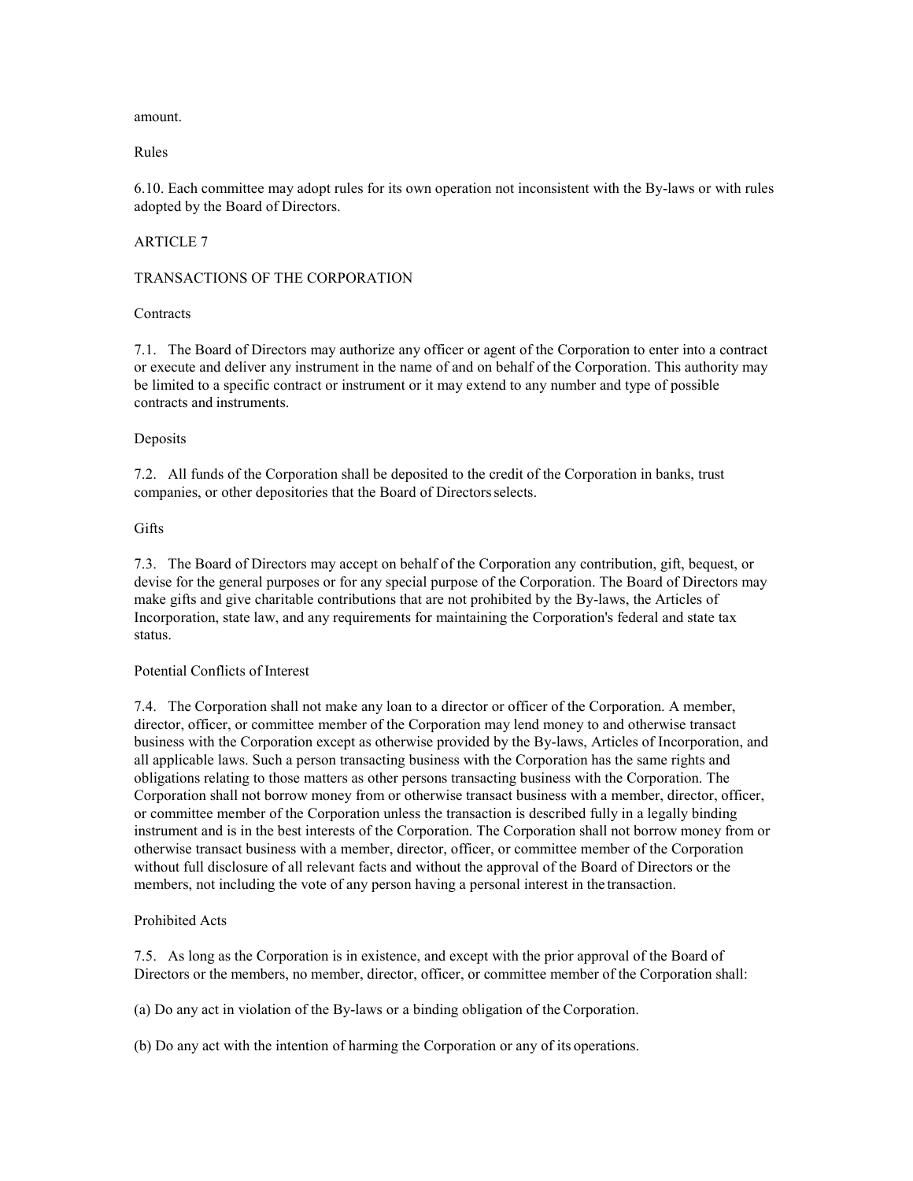amount.

Rules

6.10. Each committee may adopt rules for its own operation not inconsistent with the By-laws or with rules adopted by the Board of Directors.

## ARTICLE 7

## TRANSACTIONS OF THE CORPORATION

### Contracts

7.1. The Board of Directors may authorize any officer or agent of the Corporation to enter into a contract or execute and deliver any instrument in the name of and on behalf of the Corporation. This authority may be limited to a specific contract or instrument or it may extend to any number and type of possible contracts and instruments.

### Deposits

7.2. All funds of the Corporation shall be deposited to the credit of the Corporation in banks, trust companies, or other depositories that the Board of Directors selects.

### Gifts

7.3. The Board of Directors may accept on behalf of the Corporation any contribution, gift, bequest, or devise for the general purposes or for any special purpose of the Corporation. The Board of Directors may make gifts and give charitable contributions that are not prohibited by the By-laws, the Articles of Incorporation, state law, and any requirements for maintaining the Corporation's federal and state tax status.

### Potential Conflicts of Interest

7.4. The Corporation shall not make any loan to a director or officer of the Corporation. A member, director, officer, or committee member of the Corporation may lend money to and otherwise transact business with the Corporation except as otherwise provided by the By-laws, Articles of Incorporation, and all applicable laws. Such a person transacting business with the Corporation has the same rights and obligations relating to those matters as other persons transacting business with the Corporation. The Corporation shall not borrow money from or otherwise transact business with a member, director, officer, or committee member of the Corporation unless the transaction is described fully in a legally binding instrument and is in the best interests of the Corporation. The Corporation shall not borrow money from or otherwise transact business with a member, director, officer, or committee member of the Corporation without full disclosure of all relevant facts and without the approval of the Board of Directors or the members, not including the vote of any person having a personal interest in the transaction.

### Prohibited Acts

7.5. As long as the Corporation is in existence, and except with the prior approval of the Board of Directors or the members, no member, director, officer, or committee member of the Corporation shall:

(a) Do any act in violation of the By-laws or a binding obligation of the Corporation.

(b) Do any act with the intention of harming the Corporation or any of its operations.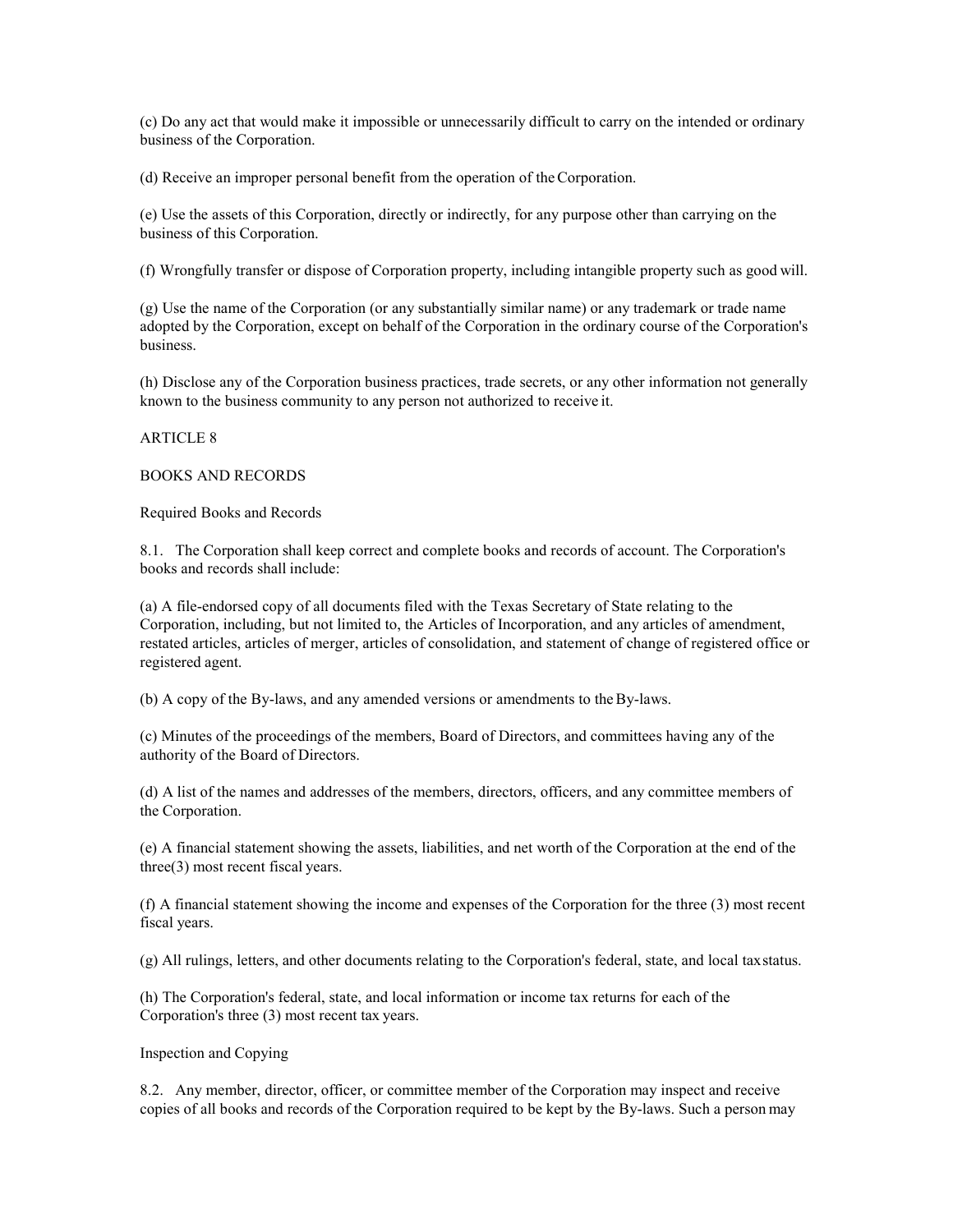(c) Do any act that would make it impossible or unnecessarily difficult to carry on the intended or ordinary business of the Corporation.

(d) Receive an improper personal benefit from the operation of the Corporation.

(e) Use the assets of this Corporation, directly or indirectly, for any purpose other than carrying on the business of this Corporation.

(f) Wrongfully transfer or dispose of Corporation property, including intangible property such as good will.

(g) Use the name of the Corporation (or any substantially similar name) or any trademark or trade name adopted by the Corporation, except on behalf of the Corporation in the ordinary course of the Corporation's business.

(h) Disclose any of the Corporation business practices, trade secrets, or any other information not generally known to the business community to any person not authorized to receive it.

## ARTICLE 8

## BOOKS AND RECORDS

### Required Books and Records

8.1. The Corporation shall keep correct and complete books and records of account. The Corporation's books and records shall include:

(a) A file-endorsed copy of all documents filed with the Texas Secretary of State relating to the Corporation, including, but not limited to, the Articles of Incorporation, and any articles of amendment, restated articles, articles of merger, articles of consolidation, and statement of change of registered office or registered agent.

(b) A copy of the By-laws, and any amended versions or amendments to the By-laws.

(c) Minutes of the proceedings of the members, Board of Directors, and committees having any of the authority of the Board of Directors.

(d) A list of the names and addresses of the members, directors, officers, and any committee members of the Corporation.

(e) A financial statement showing the assets, liabilities, and net worth of the Corporation at the end of the three(3) most recent fiscal years.

(f) A financial statement showing the income and expenses of the Corporation for the three (3) most recent fiscal years.

(g) All rulings, letters, and other documents relating to the Corporation's federal, state, and local tax status.

(h) The Corporation's federal, state, and local information or income tax returns for each of the Corporation's three (3) most recent tax years.

### Inspection and Copying

8.2. Any member, director, officer, or committee member of the Corporation may inspect and receive copies of all books and records of the Corporation required to be kept by the By-laws. Such a person may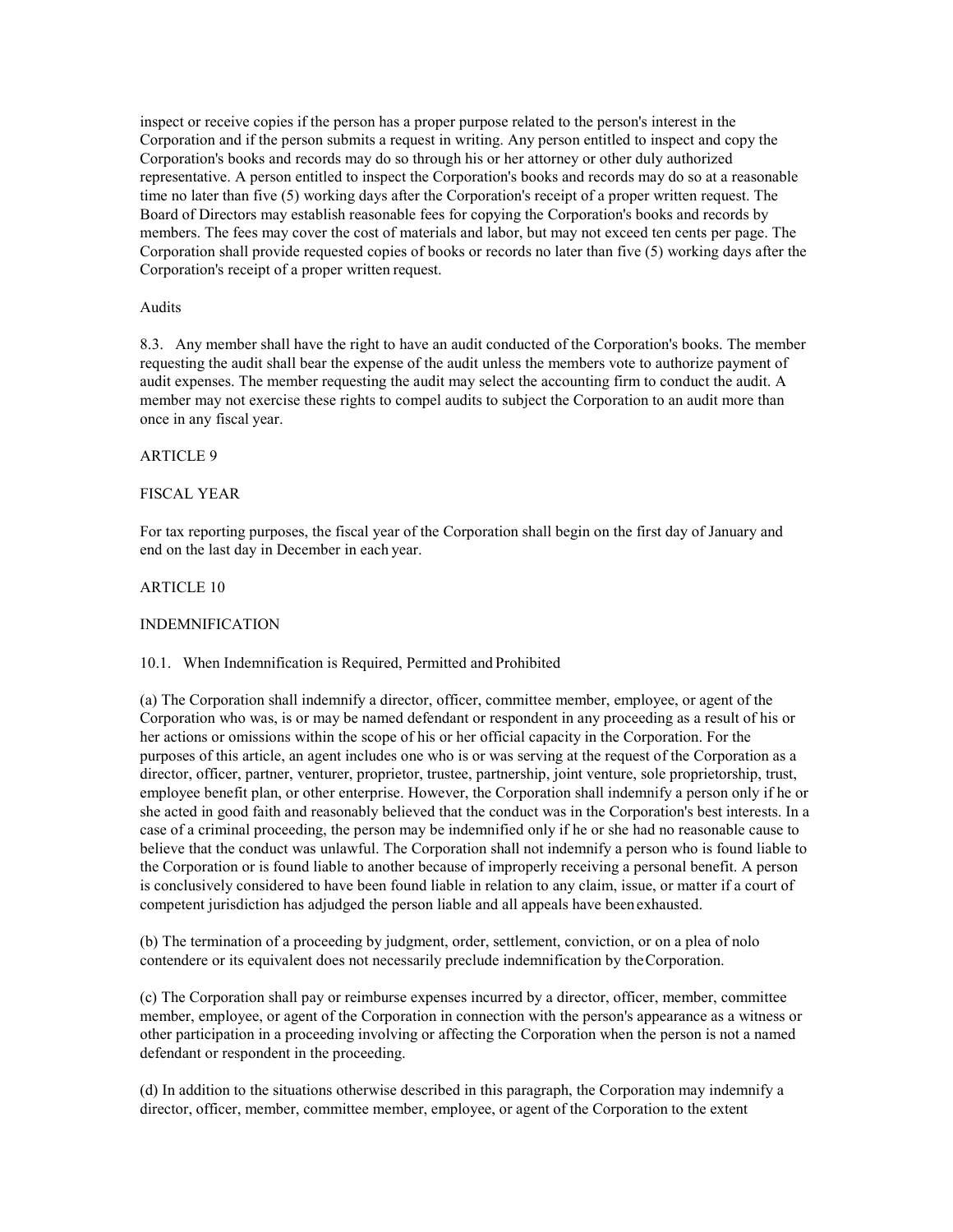inspect or receive copies if the person has a proper purpose related to the person's interest in the Corporation and if the person submits a request in writing. Any person entitled to inspect and copy the Corporation's books and records may do so through his or her attorney or other duly authorized representative. A person entitled to inspect the Corporation's books and records may do so at a reasonable time no later than five (5) working days after the Corporation's receipt of a proper written request. The Board of Directors may establish reasonable fees for copying the Corporation's books and records by members. The fees may cover the cost of materials and labor, but may not exceed ten cents per page. The Corporation shall provide requested copies of books or records no later than five (5) working days after the Corporation's receipt of a proper written request.

Audits

8.3. Any member shall have the right to have an audit conducted of the Corporation's books. The member requesting the audit shall bear the expense of the audit unless the members vote to authorize payment of audit expenses. The member requesting the audit may select the accounting firm to conduct the audit. A member may not exercise these rights to compel audits to subject the Corporation to an audit more than once in any fiscal year.

ARTICLE 9

FISCAL YEAR

For tax reporting purposes, the fiscal year of the Corporation shall begin on the first day of January and end on the last day in December in each year.

ARTICLE 10

INDEMNIFICATION

10.1. When Indemnification is Required, Permitted and Prohibited

(a) The Corporation shall indemnify a director, officer, committee member, employee, or agent of the Corporation who was, is or may be named defendant or respondent in any proceeding as a result of his or her actions or omissions within the scope of his or her official capacity in the Corporation. For the purposes of this article, an agent includes one who is or was serving at the request of the Corporation as a director, officer, partner, venturer, proprietor, trustee, partnership, joint venture, sole proprietorship, trust, employee benefit plan, or other enterprise. However, the Corporation shall indemnify a person only if he or she acted in good faith and reasonably believed that the conduct was in the Corporation's best interests. In a case of a criminal proceeding, the person may be indemnified only if he or she had no reasonable cause to believe that the conduct was unlawful. The Corporation shall not indemnify a person who is found liable to the Corporation or is found liable to another because of improperly receiving a personal benefit. A person is conclusively considered to have been found liable in relation to any claim, issue, or matter if a court of competent jurisdiction has adjudged the person liable and all appeals have been exhausted.

(b) The termination of a proceeding by judgment, order, settlement, conviction, or on a plea of nolo contendere or its equivalent does not necessarily preclude indemnification by the Corporation.

(c) The Corporation shall pay or reimburse expenses incurred by a director, officer, member, committee member, employee, or agent of the Corporation in connection with the person's appearance as a witness or other participation in a proceeding involving or affecting the Corporation when the person is not a named defendant or respondent in the proceeding.

(d) In addition to the situations otherwise described in this paragraph, the Corporation may indemnify a director, officer, member, committee member, employee, or agent of the Corporation to the extent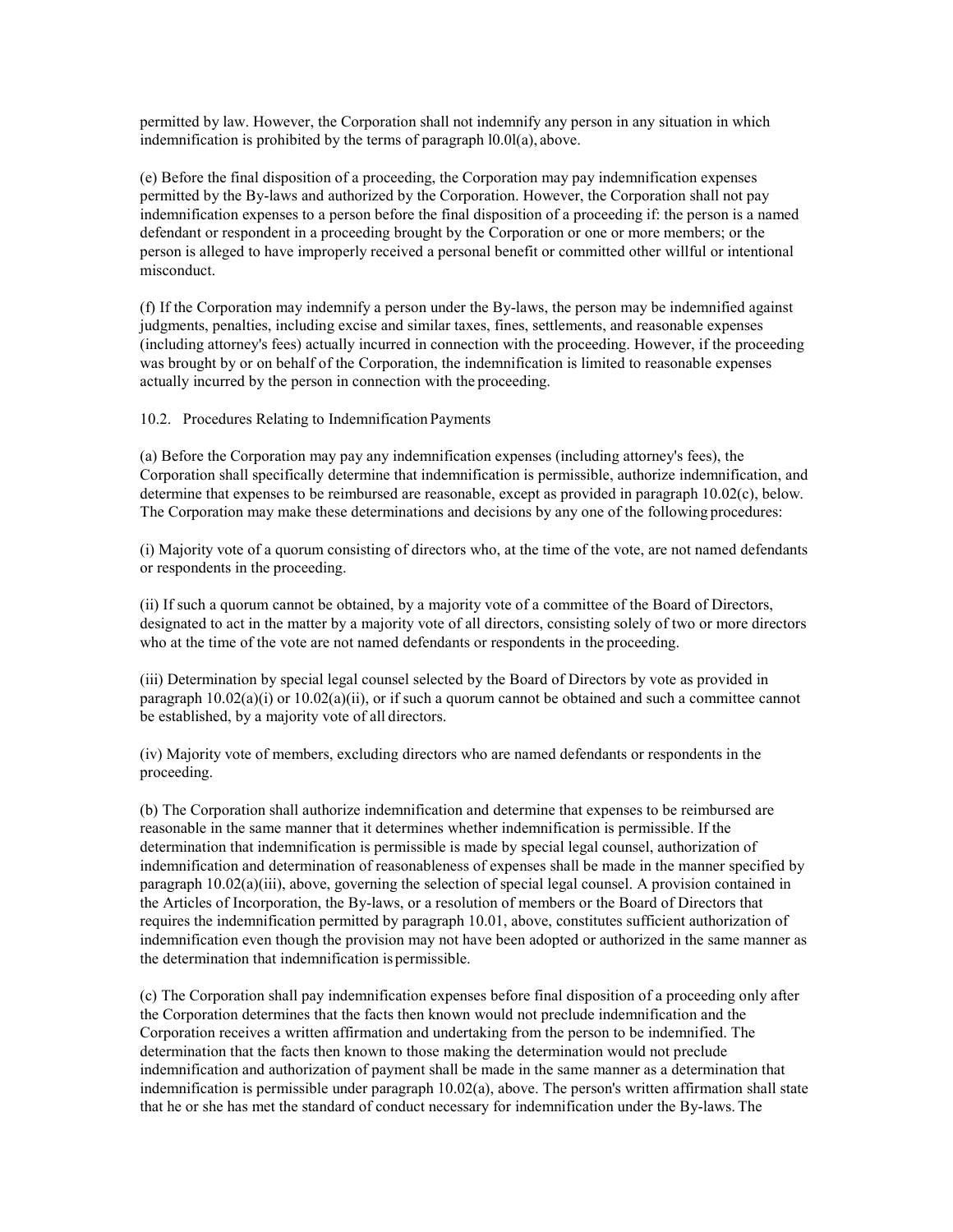permitted by law. However, the Corporation shall not indemnify any person in any situation in which indemnification is prohibited by the terms of paragraph l0.0l(a), above.

(e) Before the final disposition of a proceeding, the Corporation may pay indemnification expenses permitted by the By-laws and authorized by the Corporation. However, the Corporation shall not pay indemnification expenses to a person before the final disposition of a proceeding if: the person is a named defendant or respondent in a proceeding brought by the Corporation or one or more members; or the person is alleged to have improperly received a personal benefit or committed other willful or intentional misconduct.

(f) If the Corporation may indemnify a person under the By-laws, the person may be indemnified against judgments, penalties, including excise and similar taxes, fines, settlements, and reasonable expenses (including attorney's fees) actually incurred in connection with the proceeding. However, if the proceeding was brought by or on behalf of the Corporation, the indemnification is limited to reasonable expenses actually incurred by the person in connection with the proceeding.

10.2. Procedures Relating to Indemnification Payments

(a) Before the Corporation may pay any indemnification expenses (including attorney's fees), the Corporation shall specifically determine that indemnification is permissible, authorize indemnification, and determine that expenses to be reimbursed are reasonable, except as provided in paragraph 10.02(c), below. The Corporation may make these determinations and decisions by any one of the following procedures:

(i) Majority vote of a quorum consisting of directors who, at the time of the vote, are not named defendants or respondents in the proceeding.

(ii) If such a quorum cannot be obtained, by a majority vote of a committee of the Board of Directors, designated to act in the matter by a majority vote of all directors, consisting solely of two or more directors who at the time of the vote are not named defendants or respondents in the proceeding.

(iii) Determination by special legal counsel selected by the Board of Directors by vote as provided in paragraph 10.02(a)(i) or 10.02(a)(ii), or if such a quorum cannot be obtained and such a committee cannot be established, by a majority vote of all directors.

(iv) Majority vote of members, excluding directors who are named defendants or respondents in the proceeding.

(b) The Corporation shall authorize indemnification and determine that expenses to be reimbursed are reasonable in the same manner that it determines whether indemnification is permissible. If the determination that indemnification is permissible is made by special legal counsel, authorization of indemnification and determination of reasonableness of expenses shall be made in the manner specified by paragraph 10.02(a)(iii), above, governing the selection of special legal counsel. A provision contained in the Articles of Incorporation, the By-laws, or a resolution of members or the Board of Directors that requires the indemnification permitted by paragraph 10.01, above, constitutes sufficient authorization of indemnification even though the provision may not have been adopted or authorized in the same manner as the determination that indemnification is permissible.

(c) The Corporation shall pay indemnification expenses before final disposition of a proceeding only after the Corporation determines that the facts then known would not preclude indemnification and the Corporation receives a written affirmation and undertaking from the person to be indemnified. The determination that the facts then known to those making the determination would not preclude indemnification and authorization of payment shall be made in the same manner as a determination that indemnification is permissible under paragraph 10.02(a), above. The person's written affirmation shall state that he or she has met the standard of conduct necessary for indemnification under the By-laws. The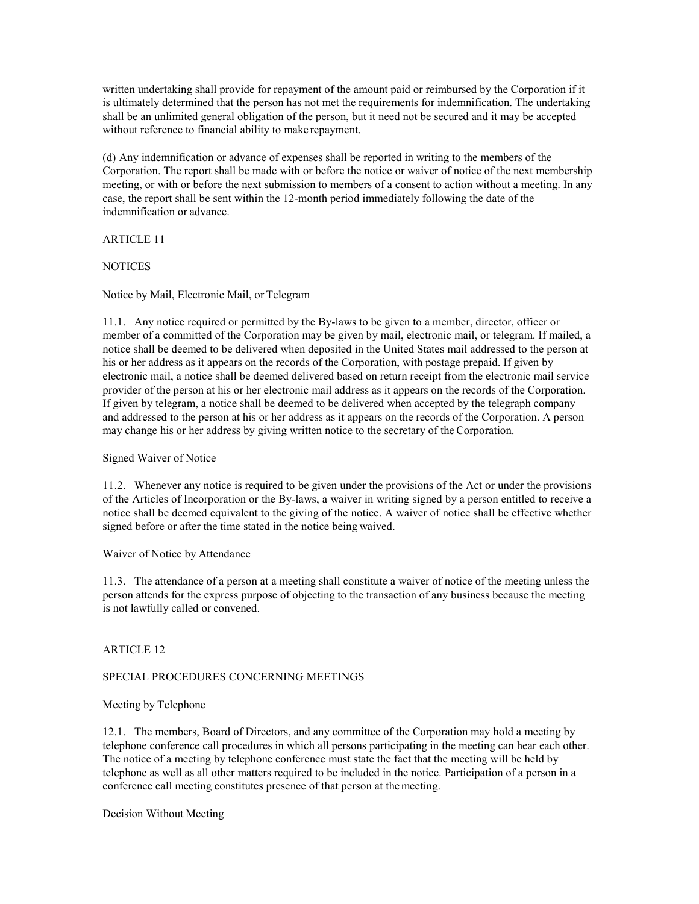written undertaking shall provide for repayment of the amount paid or reimbursed by the Corporation if it is ultimately determined that the person has not met the requirements for indemnification. The undertaking shall be an unlimited general obligation of the person, but it need not be secured and it may be accepted without reference to financial ability to make repayment.

(d) Any indemnification or advance of expenses shall be reported in writing to the members of the Corporation. The report shall be made with or before the notice or waiver of notice of the next membership meeting, or with or before the next submission to members of a consent to action without a meeting. In any case, the report shall be sent within the 12-month period immediately following the date of the indemnification or advance.

## ARTICLE 11

## NOTICES

### Notice by Mail, Electronic Mail, or Telegram

11.1. Any notice required or permitted by the By-laws to be given to a member, director, officer or member of a committed of the Corporation may be given by mail, electronic mail, or telegram. If mailed, a notice shall be deemed to be delivered when deposited in the United States mail addressed to the person at his or her address as it appears on the records of the Corporation, with postage prepaid. If given by electronic mail, a notice shall be deemed delivered based on return receipt from the electronic mail service provider of the person at his or her electronic mail address as it appears on the records of the Corporation. If given by telegram, a notice shall be deemed to be delivered when accepted by the telegraph company and addressed to the person at his or her address as it appears on the records of the Corporation. A person may change his or her address by giving written notice to the secretary of the Corporation.

### Signed Waiver of Notice

11.2. Whenever any notice is required to be given under the provisions of the Act or under the provisions of the Articles of Incorporation or the By-laws, a waiver in writing signed by a person entitled to receive a notice shall be deemed equivalent to the giving of the notice. A waiver of notice shall be effective whether signed before or after the time stated in the notice being waived.

### Waiver of Notice by Attendance

11.3. The attendance of a person at a meeting shall constitute a waiver of notice of the meeting unless the person attends for the express purpose of objecting to the transaction of any business because the meeting is not lawfully called or convened.

## ARTICLE 12

## SPECIAL PROCEDURES CONCERNING MEETINGS

### Meeting by Telephone

12.1. The members, Board of Directors, and any committee of the Corporation may hold a meeting by telephone conference call procedures in which all persons participating in the meeting can hear each other. The notice of a meeting by telephone conference must state the fact that the meeting will be held by telephone as well as all other matters required to be included in the notice. Participation of a person in a conference call meeting constitutes presence of that person at the meeting.

### Decision Without Meeting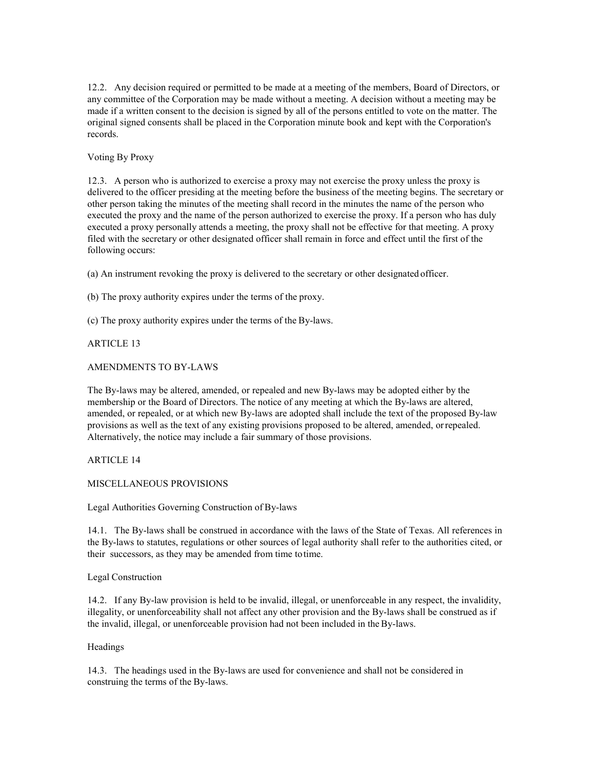12.2. Any decision required or permitted to be made at a meeting of the members, Board of Directors, or any committee of the Corporation may be made without a meeting. A decision without a meeting may be made if a written consent to the decision is signed by all of the persons entitled to vote on the matter. The original signed consents shall be placed in the Corporation minute book and kept with the Corporation's records.

### Voting By Proxy

12.3. A person who is authorized to exercise a proxy may not exercise the proxy unless the proxy is delivered to the officer presiding at the meeting before the business of the meeting begins. The secretary or other person taking the minutes of the meeting shall record in the minutes the name of the person who executed the proxy and the name of the person authorized to exercise the proxy. If a person who has duly executed a proxy personally attends a meeting, the proxy shall not be effective for that meeting. A proxy filed with the secretary or other designated officer shall remain in force and effect until the first of the following occurs:

(a) An instrument revoking the proxy is delivered to the secretary or other designated officer.

(b) The proxy authority expires under the terms of the proxy.

(c) The proxy authority expires under the terms of the By-laws.

## ARTICLE 13

## AMENDMENTS TO BY-LAWS

The By-laws may be altered, amended, or repealed and new By-laws may be adopted either by the membership or the Board of Directors. The notice of any meeting at which the By-laws are altered, amended, or repealed, or at which new By-laws are adopted shall include the text of the proposed By-law provisions as well as the text of any existing provisions proposed to be altered, amended, or repealed. Alternatively, the notice may include a fair summary of those provisions.

## ARTICLE 14

## MISCELLANEOUS PROVISIONS

### Legal Authorities Governing Construction of By-laws

14.1. The By-laws shall be construed in accordance with the laws of the State of Texas. All references in the By-laws to statutes, regulations or other sources of legal authority shall refer to the authorities cited, or their successors, as they may be amended from time to time.

### Legal Construction

14.2. If any By-law provision is held to be invalid, illegal, or unenforceable in any respect, the invalidity, illegality, or unenforceability shall not affect any other provision and the By-laws shall be construed as if the invalid, illegal, or unenforceable provision had not been included in the By-laws.

### Headings

14.3. The headings used in the By-laws are used for convenience and shall not be considered in construing the terms of the By-laws.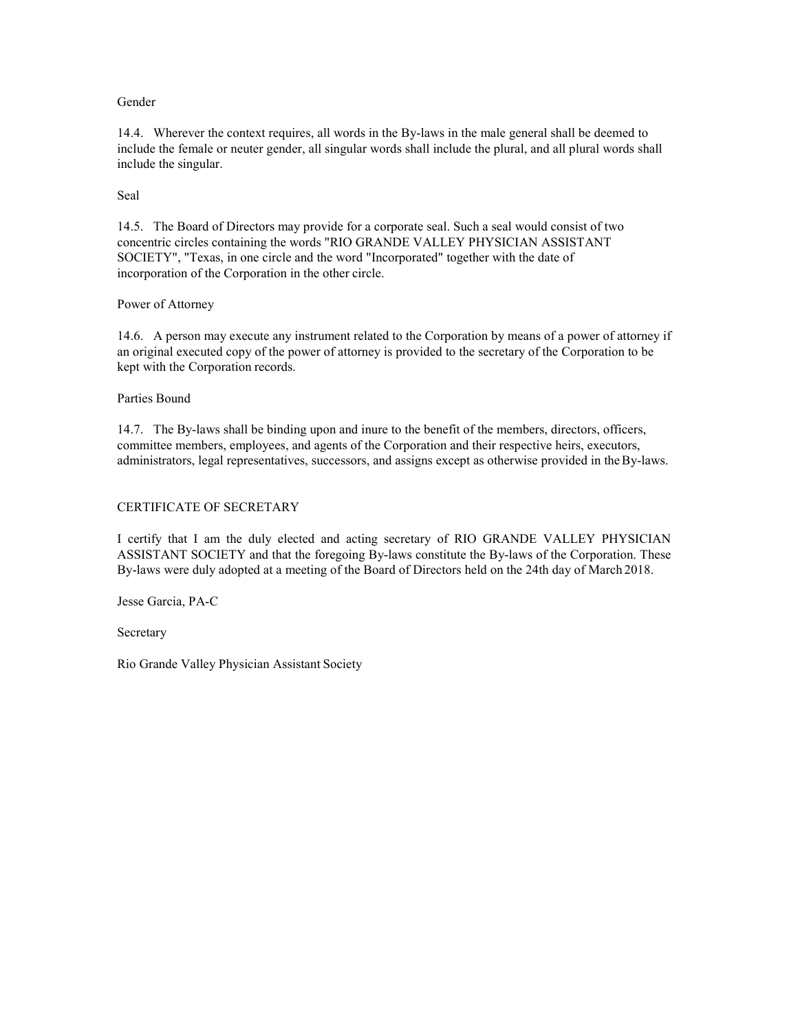### Gender

14.4. Wherever the context requires, all words in the By-laws in the male general shall be deemed to include the female or neuter gender, all singular words shall include the plural, and all plural words shall include the singular.

### Seal

14.5. The Board of Directors may provide for a corporate seal. Such a seal would consist of two concentric circles containing the words "RIO GRANDE VALLEY PHYSICIAN ASSISTANT SOCIETY", "Texas, in one circle and the word "Incorporated" together with the date of incorporation of the Corporation in the other circle.

### Power of Attorney

14.6. A person may execute any instrument related to the Corporation by means of a power of attorney if an original executed copy of the power of attorney is provided to the secretary of the Corporation to be kept with the Corporation records.

### Parties Bound

14.7. The By-laws shall be binding upon and inure to the benefit of the members, directors, officers, committee members, employees, and agents of the Corporation and their respective heirs, executors, administrators, legal representatives, successors, and assigns except as otherwise provided in the By-laws.

## CERTIFICATE OF SECRETARY

I certify that I am the duly elected and acting secretary of RIO GRANDE VALLEY PHYSICIAN ASSISTANT SOCIETY and that the foregoing By-laws constitute the By-laws of the Corporation. These By-laws were duly adopted at a meeting of the Board of Directors held on the 24th day of March 2018.

Jesse Garcia, PA-C

Secretary

Rio Grande Valley Physician Assistant Society